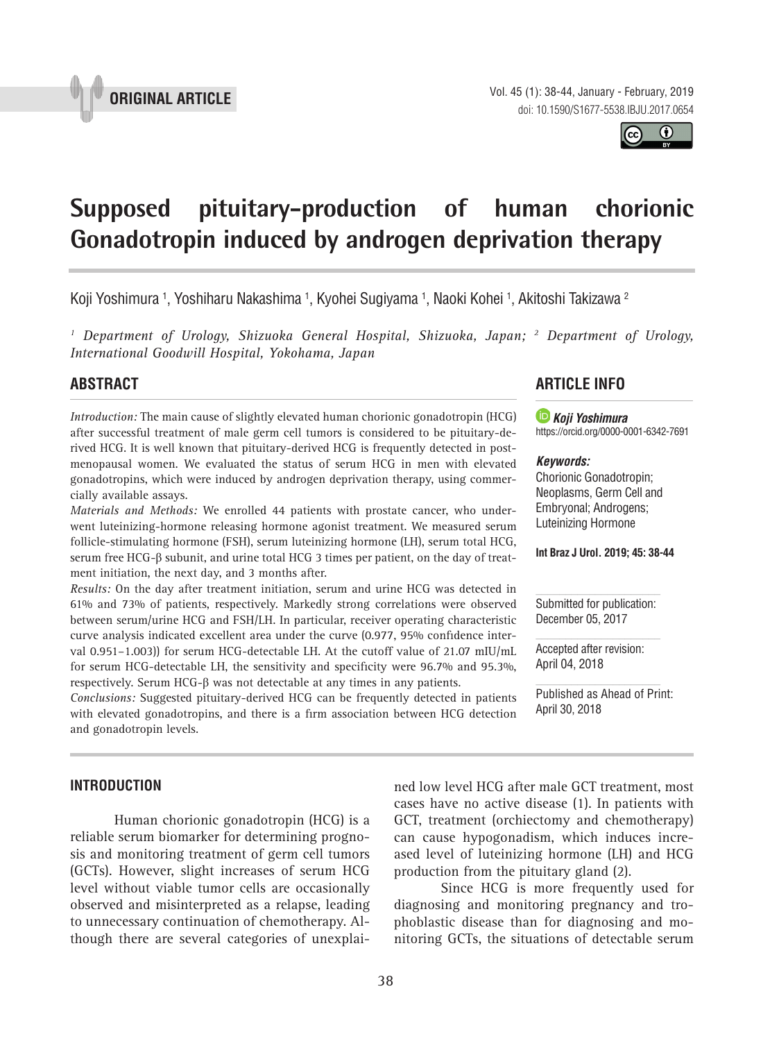ORIGINAL ARTICLE

doi: 10.1590/S1677-5538.IBJU.2017.0654

# Supposed pituitary-production of human chorionic Gonadotropin induced by androgen deprivation therapy

Koji Yoshimura [1], Yoshiharu Nakashima [1], Kyohei Sugiyama [1], Naoki Kohei [1], Akitoshi Takizawa [2]

*[1] Department of Urology, Shizuoka General Hospital, Shizuoka, Japan; [2] Department of Urology, International Goodwill Hospital, Yokohama, Japan*

## ABSTRACT

*Introduction:* The main cause of slightly elevated human chorionic gonadotropin (HCG) after successful treatment of male germ cell tumors is considered to be pituitary-derived HCG. It is well known that pituitary-derived HCG is frequently detected in postmenopausal women. We evaluated the status of serum HCG in men with elevated gonadotropins, which were induced by androgen deprivation therapy, using commercially available assays.

*Materials and Methods:* We enrolled 44 patients with prostate cancer, who underwent luteinizing-hormone releasing hormone agonist treatment. We measured serum follicle-stimulating hormone (FSH), serum luteinizing hormone (LH), serum total HCG, serum free HCG-β subunit, and urine total HCG 3 times per patient, on the day of treatment initiation, the next day, and 3 months after.

*Results:* On the day after treatment initiation, serum and urine HCG was detected in 61% and 73% of patients, respectively. Markedly strong correlations were observed between serum/urine HCG and FSH/LH. In particular, receiver operating characteristic curve analysis indicated excellent area under the curve (0.977, 95% confidence interval 0.951–1.003)) for serum HCG-detectable LH. At the cutoff value of 21.07 mIU/mL for serum HCG-detectable LH, the sensitivity and specificity were 96.7% and 95.3%, respectively. Serum HCG-β was not detectable at any times in any patients.

*Conclusions:* Suggested pituitary-derived HCG can be frequently detected in patients with elevated gonadotropins, and there is a firm association between HCG detection and gonadotropin levels.

## ARTICLE INFO

***Koji Yoshimura***
https://orcid.org/0000-0001-6342-7691

***Keywords:***
Chorionic Gonadotropin; Neoplasms, Germ Cell and Embryonal; Androgens; Luteinizing Hormone

**Int Braz J Urol. 2019; 45: 38-44**

Submitted for publication:
December 05, 2017

Accepted after revision:
April 04, 2018

Published as Ahead of Print:
April 30, 2018

## INTRODUCTION

Human chorionic gonadotropin (HCG) is a reliable serum biomarker for determining prognosis and monitoring treatment of germ cell tumors (GCTs). However, slight increases of serum HCG level without viable tumor cells are occasionally observed and misinterpreted as a relapse, leading to unnecessary continuation of chemotherapy. Although there are several categories of unexplained low level HCG after male GCT treatment, most cases have no active disease (1). In patients with GCT, treatment (orchiectomy and chemotherapy) can cause hypogonadism, which induces increased level of luteinizing hormone (LH) and HCG production from the pituitary gland (2).

Since HCG is more frequently used for diagnosing and monitoring pregnancy and trophoblastic disease than for diagnosing and monitoring GCTs, the situations of detectable serum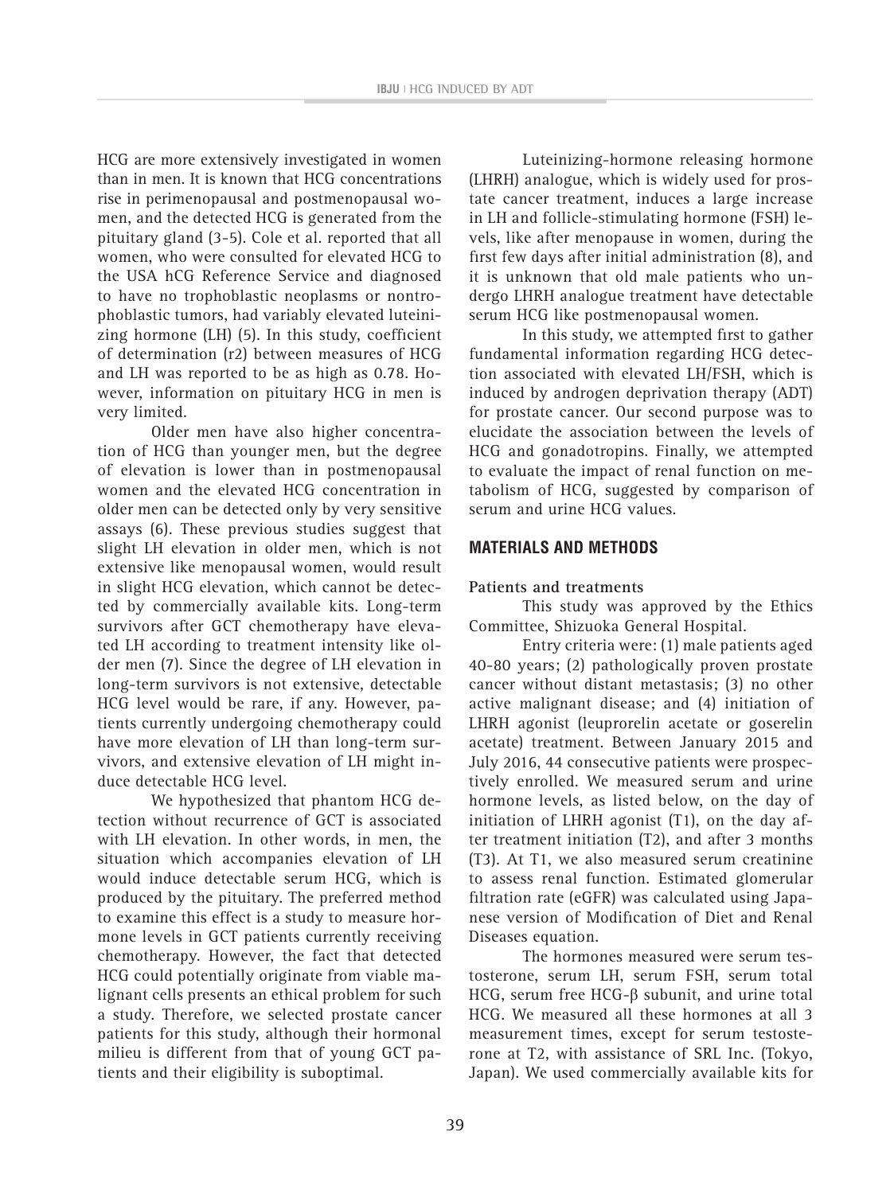HCG are more extensively investigated in women than in men. It is known that HCG concentrations rise in perimenopausal and postmenopausal women, and the detected HCG is generated from the pituitary gland (3-5). Cole et al. reported that all women, who were consulted for elevated HCG to the USA hCG Reference Service and diagnosed to have no trophoblastic neoplasms or nontrophoblastic tumors, had variably elevated luteinizing hormone (LH) (5). In this study, coefficient of determination (r2) between measures of HCG and LH was reported to be as high as 0.78. However, information on pituitary HCG in men is very limited.

Older men have also higher concentration of HCG than younger men, but the degree of elevation is lower than in postmenopausal women and the elevated HCG concentration in older men can be detected only by very sensitive assays (6). These previous studies suggest that slight LH elevation in older men, which is not extensive like menopausal women, would result in slight HCG elevation, which cannot be detected by commercially available kits. Long-term survivors after GCT chemotherapy have elevated LH according to treatment intensity like older men (7). Since the degree of LH elevation in long-term survivors is not extensive, detectable HCG level would be rare, if any. However, patients currently undergoing chemotherapy could have more elevation of LH than long-term survivors, and extensive elevation of LH might induce detectable HCG level.

We hypothesized that phantom HCG detection without recurrence of GCT is associated with LH elevation. In other words, in men, the situation which accompanies elevation of LH would induce detectable serum HCG, which is produced by the pituitary. The preferred method to examine this effect is a study to measure hormone levels in GCT patients currently receiving chemotherapy. However, the fact that detected HCG could potentially originate from viable malignant cells presents an ethical problem for such a study. Therefore, we selected prostate cancer patients for this study, although their hormonal milieu is different from that of young GCT patients and their eligibility is suboptimal.

Luteinizing-hormone releasing hormone (LHRH) analogue, which is widely used for prostate cancer treatment, induces a large increase in LH and follicle-stimulating hormone (FSH) levels, like after menopause in women, during the first few days after initial administration (8), and it is unknown that old male patients who undergo LHRH analogue treatment have detectable serum HCG like postmenopausal women.

In this study, we attempted first to gather fundamental information regarding HCG detection associated with elevated LH/FSH, which is induced by androgen deprivation therapy (ADT) for prostate cancer. Our second purpose was to elucidate the association between the levels of HCG and gonadotropins. Finally, we attempted to evaluate the impact of renal function on metabolism of HCG, suggested by comparison of serum and urine HCG values.

## MATERIALS AND METHODS

### Patients and treatments

This study was approved by the Ethics Committee, Shizuoka General Hospital.

Entry criteria were: (1) male patients aged 40-80 years; (2) pathologically proven prostate cancer without distant metastasis; (3) no other active malignant disease; and (4) initiation of LHRH agonist (leuprorelin acetate or goserelin acetate) treatment. Between January 2015 and July 2016, 44 consecutive patients were prospectively enrolled. We measured serum and urine hormone levels, as listed below, on the day of initiation of LHRH agonist (T1), on the day after treatment initiation (T2), and after 3 months (T3). At T1, we also measured serum creatinine to assess renal function. Estimated glomerular filtration rate (eGFR) was calculated using Japanese version of Modification of Diet and Renal Diseases equation.

The hormones measured were serum testosterone, serum LH, serum FSH, serum total HCG, serum free HCG-β subunit, and urine total HCG. We measured all these hormones at all 3 measurement times, except for serum testosterone at T2, with assistance of SRL Inc. (Tokyo, Japan). We used commercially available kits for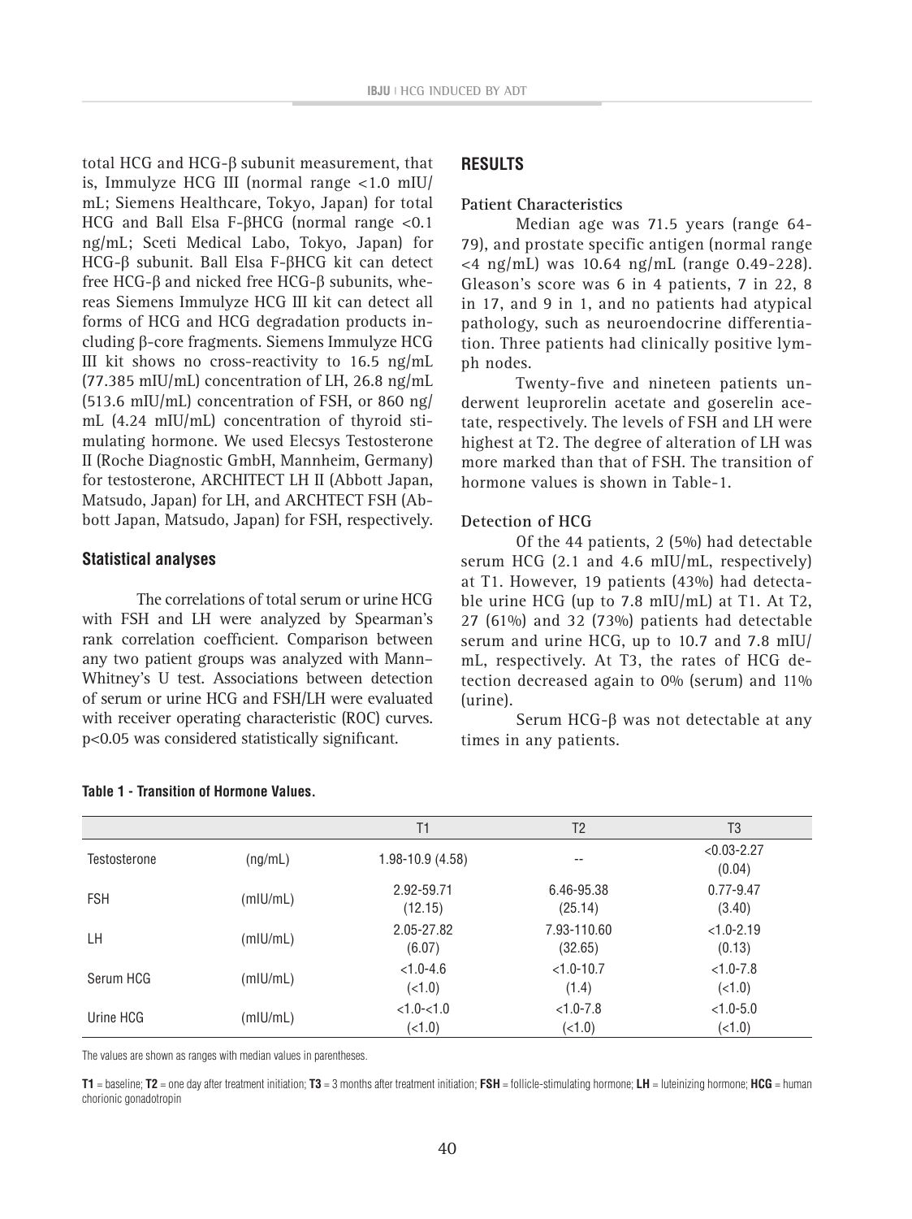total HCG and HCG-β subunit measurement, that is, Immulyze HCG III (normal range <1.0 mIU/mL; Siemens Healthcare, Tokyo, Japan) for total HCG and Ball Elsa F-βHCG (normal range <0.1 ng/mL; Sceti Medical Labo, Tokyo, Japan) for HCG-β subunit. Ball Elsa F-βHCG kit can detect free HCG-β and nicked free HCG-β subunits, whereas Siemens Immulyze HCG III kit can detect all forms of HCG and HCG degradation products including β-core fragments. Siemens Immulyze HCG III kit shows no cross-reactivity to 16.5 ng/mL (77.385 mIU/mL) concentration of LH, 26.8 ng/mL (513.6 mIU/mL) concentration of FSH, or 860 ng/mL (4.24 mIU/mL) concentration of thyroid stimulating hormone. We used Elecsys Testosterone II (Roche Diagnostic GmbH, Mannheim, Germany) for testosterone, ARCHITECT LH II (Abbott Japan, Matsudo, Japan) for LH, and ARCHTECT FSH (Abbott Japan, Matsudo, Japan) for FSH, respectively.

### Statistical analyses

The correlations of total serum or urine HCG with FSH and LH were analyzed by Spearman's rank correlation coefficient. Comparison between any two patient groups was analyzed with Mann–Whitney's U test. Associations between detection of serum or urine HCG and FSH/LH were evaluated with receiver operating characteristic (ROC) curves. $p<0.05$ was considered statistically significant.

## RESULTS

### Patient Characteristics

Median age was 71.5 years (range 64-79), and prostate specific antigen (normal range <4 ng/mL) was 10.64 ng/mL (range 0.49-228). Gleason's score was 6 in 4 patients, 7 in 22, 8 in 17, and 9 in 1, and no patients had atypical pathology, such as neuroendocrine differentiation. Three patients had clinically positive lymph nodes.

Twenty-five and nineteen patients underwent leuprorelin acetate and goserelin acetate, respectively. The levels of FSH and LH were highest at T2. The degree of alteration of LH was more marked than that of FSH. The transition of hormone values is shown in Table-1.

### Detection of HCG

Of the 44 patients, 2 (5%) had detectable serum HCG (2.1 and 4.6 mIU/mL, respectively) at T1. However, 19 patients (43%) had detectable urine HCG (up to 7.8 mIU/mL) at T1. At T2, 27 (61%) and 32 (73%) patients had detectable serum and urine HCG, up to 10.7 and 7.8 mIU/mL, respectively. At T3, the rates of HCG detection decreased again to 0% (serum) and 11% (urine).

Serum HCG-β was not detectable at any times in any patients.

**Table 1 - Transition of Hormone Values.**

| | | T1 | T2 | T3 |
|---|---|---|---|---|
| Testosterone | (ng/mL) | 1.98-10.9 (4.58) | -- | <0.03-2.27 (0.04) |
| FSH | (mIU/mL) | 2.92-59.71 (12.15) | 6.46-95.38 (25.14) | 0.77-9.47 (3.40) |
| LH | (mIU/mL) | 2.05-27.82 (6.07) | 7.93-110.60 (32.65) | <1.0-2.19 (0.13) |
| Serum HCG | (mIU/mL) | <1.0-4.6 (<1.0) | <1.0-10.7 (1.4) | <1.0-7.8 (<1.0) |
| Urine HCG | (mIU/mL) | <1.0-<1.0 (<1.0) | <1.0-7.8 (<1.0) | <1.0-5.0 (<1.0) |

The values are shown as ranges with median values in parentheses.

**T1** = baseline; **T2** = one day after treatment initiation; **T3** = 3 months after treatment initiation; **FSH** = follicle-stimulating hormone; **LH** = luteinizing hormone; **HCG** = human chorionic gonadotropin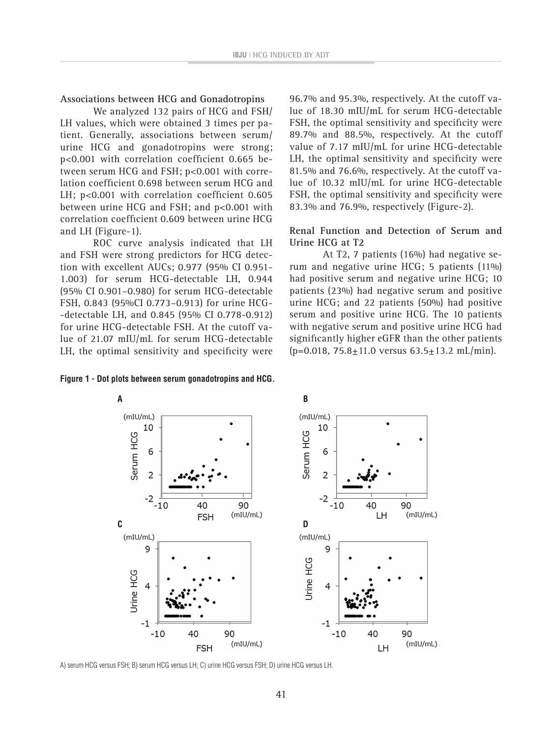**Associations between HCG and Gonadotropins**

We analyzed 132 pairs of HCG and FSH/LH values, which were obtained 3 times per patient. Generally, associations between serum/urine HCG and gonadotropins were strong; $p<0.001$ with correlation coefficient 0.665 between serum HCG and FSH; $p<0.001$ with correlation coefficient 0.698 between serum HCG and LH; $p<0.001$ with correlation coefficient 0.605 between urine HCG and FSH; and $p<0.001$ with correlation coefficient 0.609 between urine HCG and LH (Figure-1).

ROC curve analysis indicated that LH and FSH were strong predictors for HCG detection with excellent AUCs; 0.977 (95% CI 0.951-1.003) for serum HCG-detectable LH, 0.944 (95% CI 0.901–0.980) for serum HCG-detectable FSH, 0.843 (95%CI 0.773–0.913) for urine HCG--detectable LH, and 0.845 (95% CI 0.778-0.912) for urine HCG-detectable FSH. At the cutoff value of 21.07 mIU/mL for serum HCG-detectable LH, the optimal sensitivity and specificity were 96.7% and 95.3%, respectively. At the cutoff value of 18.30 mIU/mL for serum HCG-detectable FSH, the optimal sensitivity and specificity were 89.7% and 88.5%, respectively. At the cutoff value of 7.17 mIU/mL for urine HCG-detectable LH, the optimal sensitivity and specificity were 81.5% and 76.6%, respectively. At the cutoff value of 10.32 mIU/mL for urine HCG-detectable FSH, the optimal sensitivity and specificity were 83.3% and 76.9%, respectively (Figure-2).

**Renal Function and Detection of Serum and Urine HCG at T2**

At T2, 7 patients (16%) had negative serum and negative urine HCG; 5 patients (11%) had positive serum and negative urine HCG; 10 patients (23%) had negative serum and positive urine HCG; and 22 patients (50%) had positive serum and positive urine HCG. The 10 patients with negative serum and positive urine HCG had significantly higher eGFR than the other patients ($p=0.018$, $75.8\pm11.0$ versus $63.5\pm13.2$ mL/min).

**Figure 1 - Dot plots between serum gonadotropins and HCG.**

A) serum HCG versus FSH; B) serum HCG versus LH; C) urine HCG versus FSH; D) urine HCG versus LH.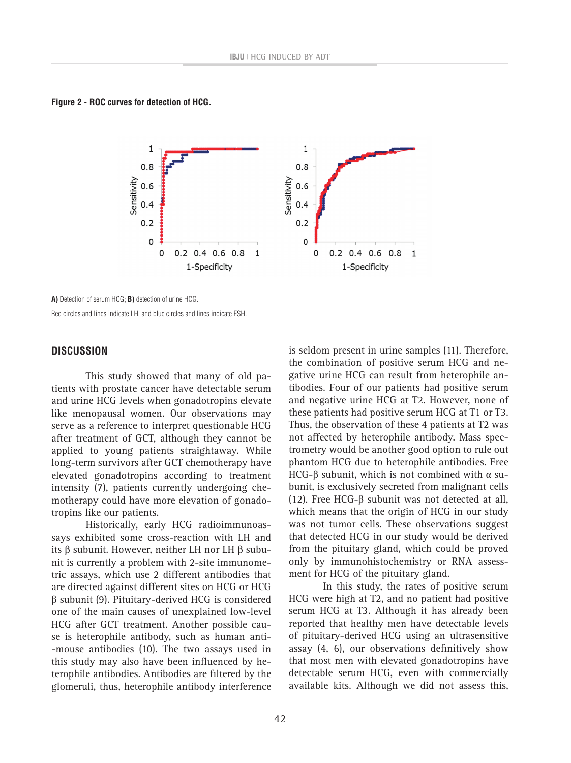**Figure 2 - ROC curves for detection of HCG.**

**A)** Detection of serum HCG; **B)** detection of urine HCG.

Red circles and lines indicate LH, and blue circles and lines indicate FSH.

## DISCUSSION

This study showed that many of old patients with prostate cancer have detectable serum and urine HCG levels when gonadotropins elevate like menopausal women. Our observations may serve as a reference to interpret questionable HCG after treatment of GCT, although they cannot be applied to young patients straightaway. While long-term survivors after GCT chemotherapy have elevated gonadotropins according to treatment intensity (7), patients currently undergoing chemotherapy could have more elevation of gonadotropins like our patients.

Historically, early HCG radioimmunoassays exhibited some cross-reaction with LH and its β subunit. However, neither LH nor LH β subunit is currently a problem with 2-site immunometric assays, which use 2 different antibodies that are directed against different sites on HCG or HCG β subunit (9). Pituitary-derived HCG is considered one of the main causes of unexplained low-level HCG after GCT treatment. Another possible cause is heterophile antibody, such as human anti--mouse antibodies (10). The two assays used in this study may also have been influenced by heterophile antibodies. Antibodies are filtered by the glomeruli, thus, heterophile antibody interference is seldom present in urine samples (11). Therefore, the combination of positive serum HCG and negative urine HCG can result from heterophile antibodies. Four of our patients had positive serum and negative urine HCG at T2. However, none of these patients had positive serum HCG at T1 or T3. Thus, the observation of these 4 patients at T2 was not affected by heterophile antibody. Mass spectrometry would be another good option to rule out phantom HCG due to heterophile antibodies. Free HCG-β subunit, which is not combined with α subunit, is exclusively secreted from malignant cells (12). Free HCG-β subunit was not detected at all, which means that the origin of HCG in our study was not tumor cells. These observations suggest that detected HCG in our study would be derived from the pituitary gland, which could be proved only by immunohistochemistry or RNA assessment for HCG of the pituitary gland.

In this study, the rates of positive serum HCG were high at T2, and no patient had positive serum HCG at T3. Although it has already been reported that healthy men have detectable levels of pituitary-derived HCG using an ultrasensitive assay (4, 6), our observations definitively show that most men with elevated gonadotropins have detectable serum HCG, even with commercially available kits. Although we did not assess this,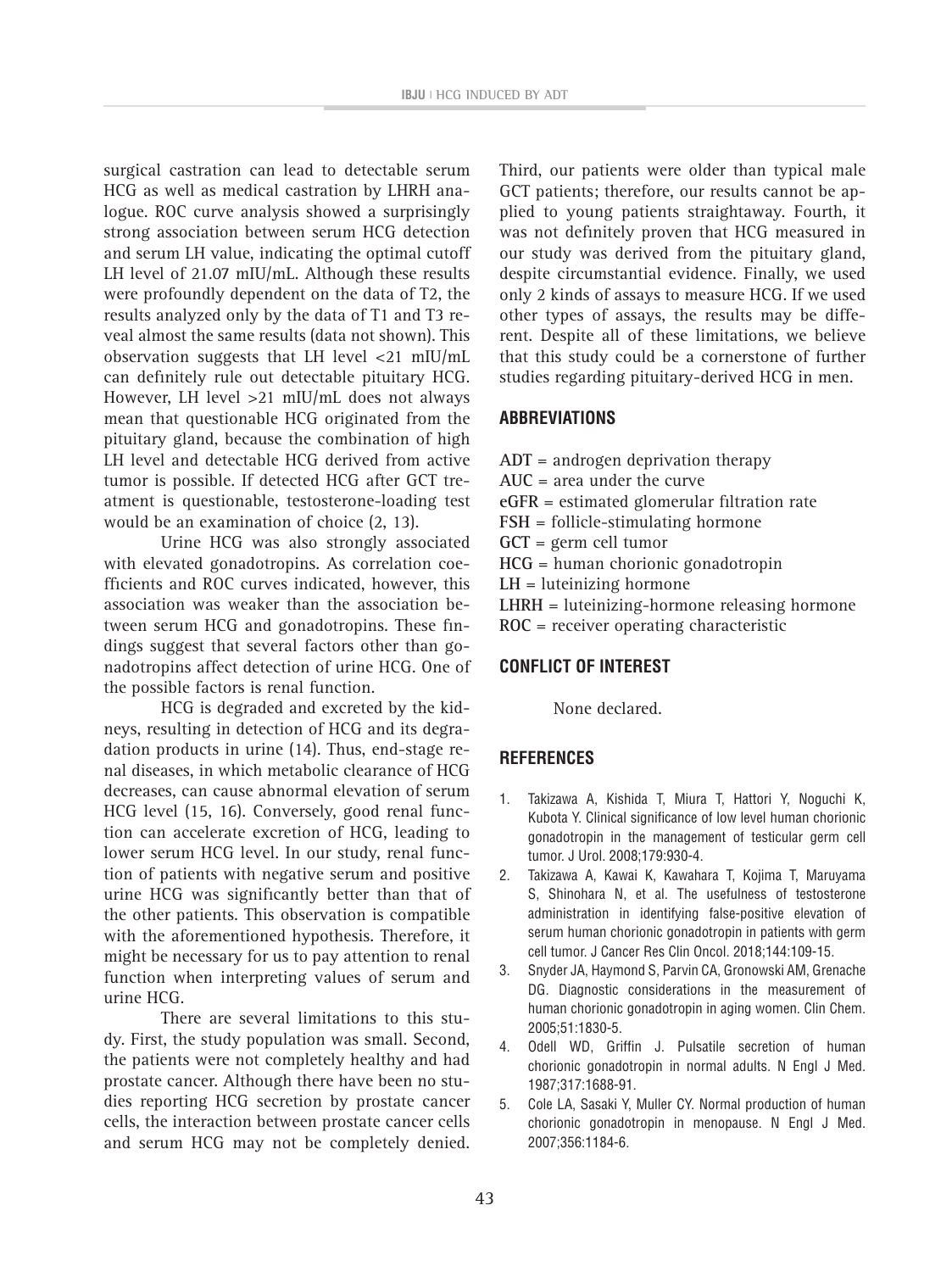surgical castration can lead to detectable serum HCG as well as medical castration by LHRH analogue. ROC curve analysis showed a surprisingly strong association between serum HCG detection and serum LH value, indicating the optimal cutoff LH level of 21.07 mIU/mL. Although these results were profoundly dependent on the data of T2, the results analyzed only by the data of T1 and T3 reveal almost the same results (data not shown). This observation suggests that LH level <21 mIU/mL can definitely rule out detectable pituitary HCG. However, LH level >21 mIU/mL does not always mean that questionable HCG originated from the pituitary gland, because the combination of high LH level and detectable HCG derived from active tumor is possible. If detected HCG after GCT treatment is questionable, testosterone-loading test would be an examination of choice (2, 13).

Urine HCG was also strongly associated with elevated gonadotropins. As correlation coefficients and ROC curves indicated, however, this association was weaker than the association between serum HCG and gonadotropins. These findings suggest that several factors other than gonadotropins affect detection of urine HCG. One of the possible factors is renal function.

HCG is degraded and excreted by the kidneys, resulting in detection of HCG and its degradation products in urine (14). Thus, end-stage renal diseases, in which metabolic clearance of HCG decreases, can cause abnormal elevation of serum HCG level (15, 16). Conversely, good renal function can accelerate excretion of HCG, leading to lower serum HCG level. In our study, renal function of patients with negative serum and positive urine HCG was significantly better than that of the other patients. This observation is compatible with the aforementioned hypothesis. Therefore, it might be necessary for us to pay attention to renal function when interpreting values of serum and urine HCG.

There are several limitations to this study. First, the study population was small. Second, the patients were not completely healthy and had prostate cancer. Although there have been no studies reporting HCG secretion by prostate cancer cells, the interaction between prostate cancer cells and serum HCG may not be completely denied. Third, our patients were older than typical male GCT patients; therefore, our results cannot be applied to young patients straightaway. Fourth, it was not definitely proven that HCG measured in our study was derived from the pituitary gland, despite circumstantial evidence. Finally, we used only 2 kinds of assays to measure HCG. If we used other types of assays, the results may be different. Despite all of these limitations, we believe that this study could be a cornerstone of further studies regarding pituitary-derived HCG in men.

## ABBREVIATIONS

**ADT** = androgen deprivation therapy
**AUC** = area under the curve
**eGFR** = estimated glomerular filtration rate
**FSH** = follicle-stimulating hormone
**GCT** = germ cell tumor
**HCG** = human chorionic gonadotropin
**LH** = luteinizing hormone
**LHRH** = luteinizing-hormone releasing hormone
**ROC** = receiver operating characteristic

## CONFLICT OF INTEREST

None declared.

## REFERENCES

1. Takizawa A, Kishida T, Miura T, Hattori Y, Noguchi K, Kubota Y. Clinical significance of low level human chorionic gonadotropin in the management of testicular germ cell tumor. J Urol. 2008;179:930-4.
2. Takizawa A, Kawai K, Kawahara T, Kojima T, Maruyama S, Shinohara N, et al. The usefulness of testosterone administration in identifying false-positive elevation of serum human chorionic gonadotropin in patients with germ cell tumor. J Cancer Res Clin Oncol. 2018;144:109-15.
3. Snyder JA, Haymond S, Parvin CA, Gronowski AM, Grenache DG. Diagnostic considerations in the measurement of human chorionic gonadotropin in aging women. Clin Chem. 2005;51:1830-5.
4. Odell WD, Griffin J. Pulsatile secretion of human chorionic gonadotropin in normal adults. N Engl J Med. 1987;317:1688-91.
5. Cole LA, Sasaki Y, Muller CY. Normal production of human chorionic gonadotropin in menopause. N Engl J Med. 2007;356:1184-6.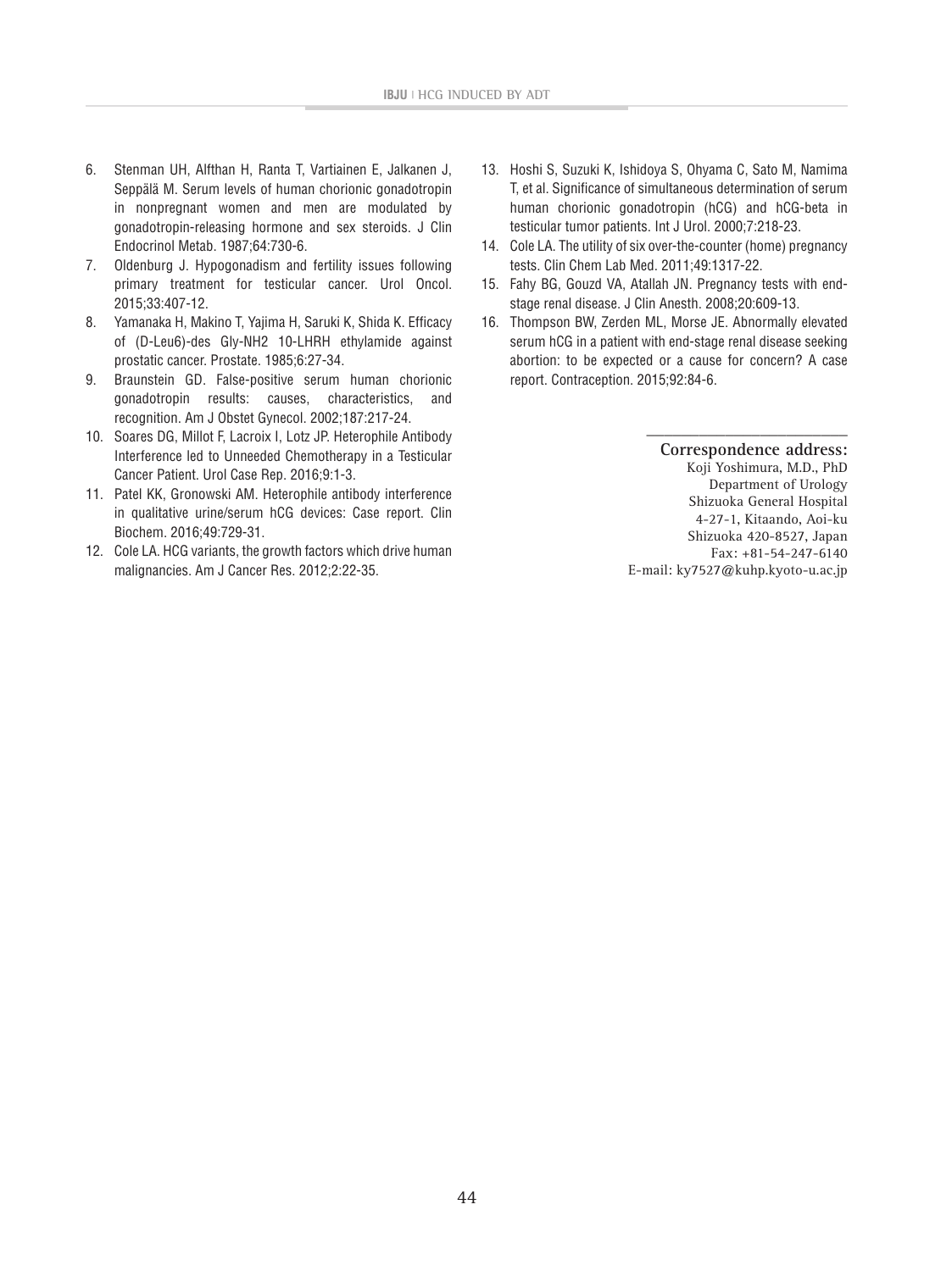6. Stenman UH, Alfthan H, Ranta T, Vartiainen E, Jalkanen J, Seppälä M. Serum levels of human chorionic gonadotropin in nonpregnant women and men are modulated by gonadotropin-releasing hormone and sex steroids. J Clin Endocrinol Metab. 1987;64:730-6.
7. Oldenburg J. Hypogonadism and fertility issues following primary treatment for testicular cancer. Urol Oncol. 2015;33:407-12.
8. Yamanaka H, Makino T, Yajima H, Saruki K, Shida K. Efficacy of (D-Leu6)-des Gly-NH2 10-LHRH ethylamide against prostatic cancer. Prostate. 1985;6:27-34.
9. Braunstein GD. False-positive serum human chorionic gonadotropin results: causes, characteristics, and recognition. Am J Obstet Gynecol. 2002;187:217-24.
10. Soares DG, Millot F, Lacroix I, Lotz JP. Heterophile Antibody Interference led to Unneeded Chemotherapy in a Testicular Cancer Patient. Urol Case Rep. 2016;9:1-3.
11. Patel KK, Gronowski AM. Heterophile antibody interference in qualitative urine/serum hCG devices: Case report. Clin Biochem. 2016;49:729-31.
12. Cole LA. HCG variants, the growth factors which drive human malignancies. Am J Cancer Res. 2012;2:22-35.
13. Hoshi S, Suzuki K, Ishidoya S, Ohyama C, Sato M, Namima T, et al. Significance of simultaneous determination of serum human chorionic gonadotropin (hCG) and hCG-beta in testicular tumor patients. Int J Urol. 2000;7:218-23.
14. Cole LA. The utility of six over-the-counter (home) pregnancy tests. Clin Chem Lab Med. 2011;49:1317-22.
15. Fahy BG, Gouzd VA, Atallah JN. Pregnancy tests with end-stage renal disease. J Clin Anesth. 2008;20:609-13.
16. Thompson BW, Zerden ML, Morse JE. Abnormally elevated serum hCG in a patient with end-stage renal disease seeking abortion: to be expected or a cause for concern? A case report. Contraception. 2015;92:84-6.

**Correspondence address:**
Koji Yoshimura, M.D., PhD
Department of Urology
Shizuoka General Hospital
4-27-1, Kitaando, Aoi-ku
Shizuoka 420-8527, Japan
Fax: +81-54-247-6140
E-mail: ky7527@kuhp.kyoto-u.ac.jp